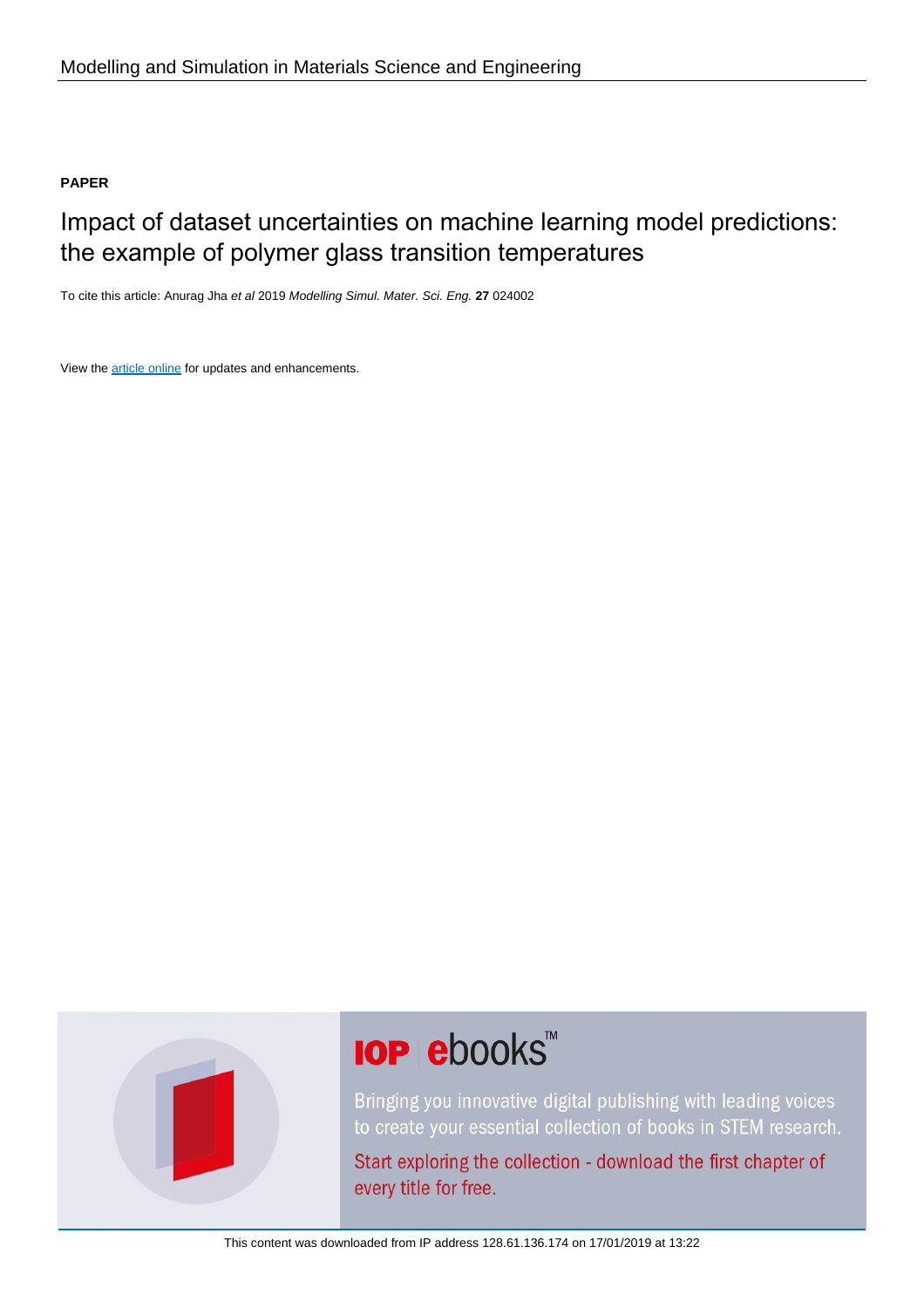Modelling and Simulation in Materials Science and Engineering

**PAPER**

# Impact of dataset uncertainties on machine learning model predictions: the example of polymer glass transition temperatures

To cite this article: Anurag Jha *et al* 2019 *Modelling Simul. Mater. Sci. Eng.* **27** 024002

View the article online for updates and enhancements.

**IOP ebooks™**

Bringing you innovative digital publishing with leading voices to create your essential collection of books in STEM research.

Start exploring the collection - download the first chapter of every title for free.

This content was downloaded from IP address 128.61.136.174 on 17/01/2019 at 13:22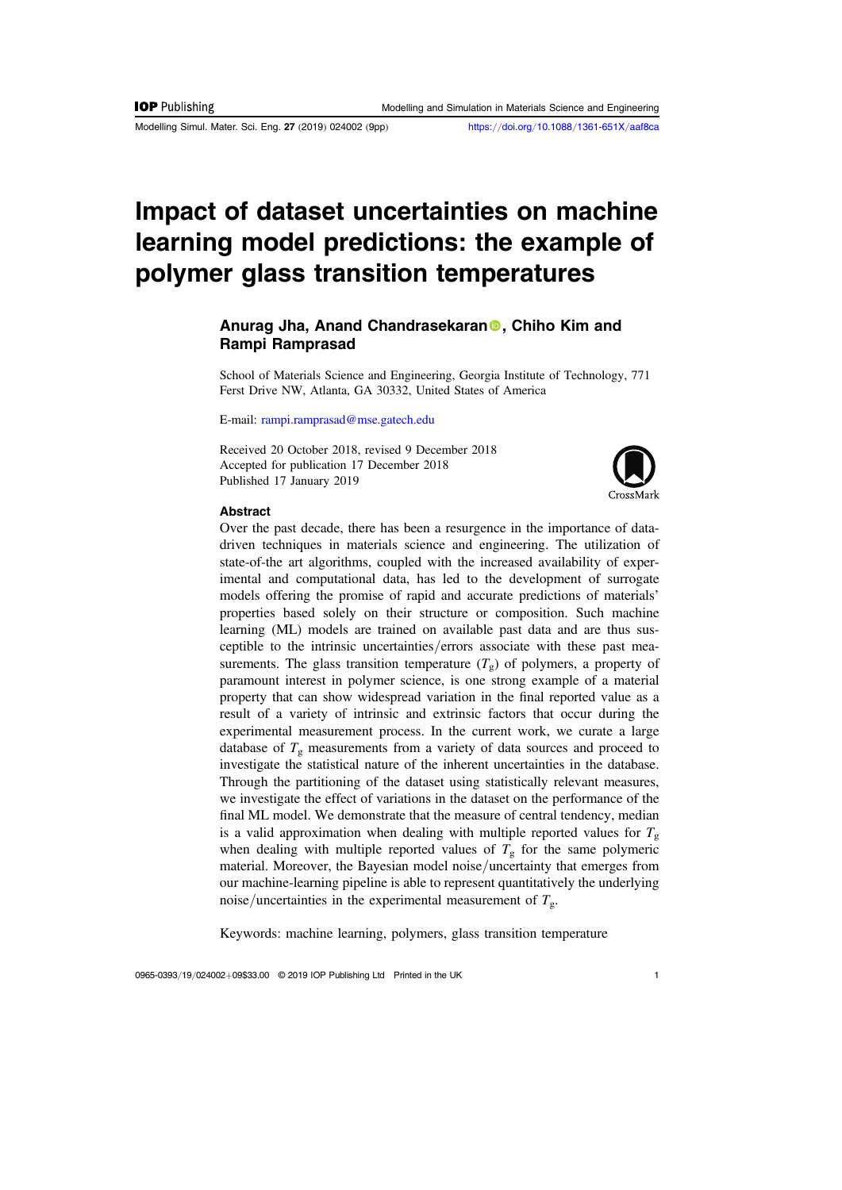# Impact of dataset uncertainties on machine learning model predictions: the example of polymer glass transition temperatures

**Anurag Jha, Anand Chandrasekaran, Chiho Kim and Rampi Ramprasad**

School of Materials Science and Engineering, Georgia Institute of Technology, 771 Ferst Drive NW, Atlanta, GA 30332, United States of America

E-mail: rampi.ramprasad@mse.gatech.edu

Received 20 October 2018, revised 9 December 2018
Accepted for publication 17 December 2018
Published 17 January 2019

### Abstract

Over the past decade, there has been a resurgence in the importance of data-driven techniques in materials science and engineering. The utilization of state-of-the art algorithms, coupled with the increased availability of experimental and computational data, has led to the development of surrogate models offering the promise of rapid and accurate predictions of materials' properties based solely on their structure or composition. Such machine learning (ML) models are trained on available past data and are thus susceptible to the intrinsic uncertainties/errors associate with these past measurements. The glass transition temperature ($T_g$) of polymers, a property of paramount interest in polymer science, is one strong example of a material property that can show widespread variation in the final reported value as a result of a variety of intrinsic and extrinsic factors that occur during the experimental measurement process. In the current work, we curate a large database of $T_g$ measurements from a variety of data sources and proceed to investigate the statistical nature of the inherent uncertainties in the database. Through the partitioning of the dataset using statistically relevant measures, we investigate the effect of variations in the dataset on the performance of the final ML model. We demonstrate that the measure of central tendency, median is a valid approximation when dealing with multiple reported values for $T_g$ when dealing with multiple reported values of $T_g$ for the same polymeric material. Moreover, the Bayesian model noise/uncertainty that emerges from our machine-learning pipeline is able to represent quantitatively the underlying noise/uncertainties in the experimental measurement of $T_g$.

Keywords: machine learning, polymers, glass transition temperature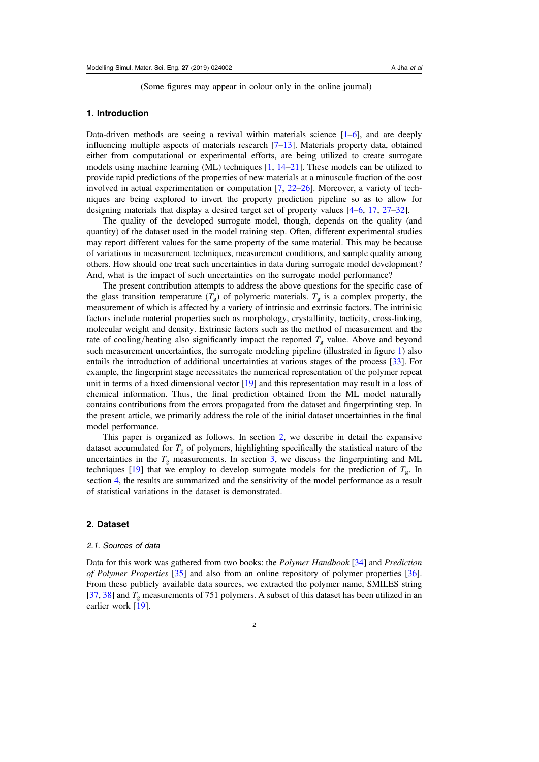(Some figures may appear in colour only in the online journal)

## 1. Introduction

Data-driven methods are seeing a revival within materials science [1–6], and are deeply influencing multiple aspects of materials research [7–13]. Materials property data, obtained either from computational or experimental efforts, are being utilized to create surrogate models using machine learning (ML) techniques [1, 14–21]. These models can be utilized to provide rapid predictions of the properties of new materials at a minuscule fraction of the cost involved in actual experimentation or computation [7, 22–26]. Moreover, a variety of techniques are being explored to invert the property prediction pipeline so as to allow for designing materials that display a desired target set of property values [4–6, 17, 27–32].

The quality of the developed surrogate model, though, depends on the quality (and quantity) of the dataset used in the model training step. Often, different experimental studies may report different values for the same property of the same material. This may be because of variations in measurement techniques, measurement conditions, and sample quality among others. How should one treat such uncertainties in data during surrogate model development? And, what is the impact of such uncertainties on the surrogate model performance?

The present contribution attempts to address the above questions for the specific case of the glass transition temperature ($T_g$) of polymeric materials. $T_g$ is a complex property, the measurement of which is affected by a variety of intrinsic and extrinsic factors. The intrinsic factors include material properties such as morphology, crystallinity, tacticity, cross-linking, molecular weight and density. Extrinsic factors such as the method of measurement and the rate of cooling/heating also significantly impact the reported $T_g$ value. Above and beyond such measurement uncertainties, the surrogate modeling pipeline (illustrated in figure 1) also entails the introduction of additional uncertainties at various stages of the process [33]. For example, the fingerprint stage necessitates the numerical representation of the polymer repeat unit in terms of a fixed dimensional vector [19] and this representation may result in a loss of chemical information. Thus, the final prediction obtained from the ML model naturally contains contributions from the errors propagated from the dataset and fingerprinting step. In the present article, we primarily address the role of the initial dataset uncertainties in the final model performance.

This paper is organized as follows. In section 2, we describe in detail the expansive dataset accumulated for $T_g$ of polymers, highlighting specifically the statistical nature of the uncertainties in the $T_g$ measurements. In section 3, we discuss the fingerprinting and ML techniques [19] that we employ to develop surrogate models for the prediction of $T_g$. In section 4, the results are summarized and the sensitivity of the model performance as a result of statistical variations in the dataset is demonstrated.

## 2. Dataset

### 2.1. Sources of data

Data for this work was gathered from two books: the *Polymer Handbook* [34] and *Prediction of Polymer Properties* [35] and also from an online repository of polymer properties [36]. From these publicly available data sources, we extracted the polymer name, SMILES string [37, 38] and $T_g$ measurements of 751 polymers. A subset of this dataset has been utilized in an earlier work [19].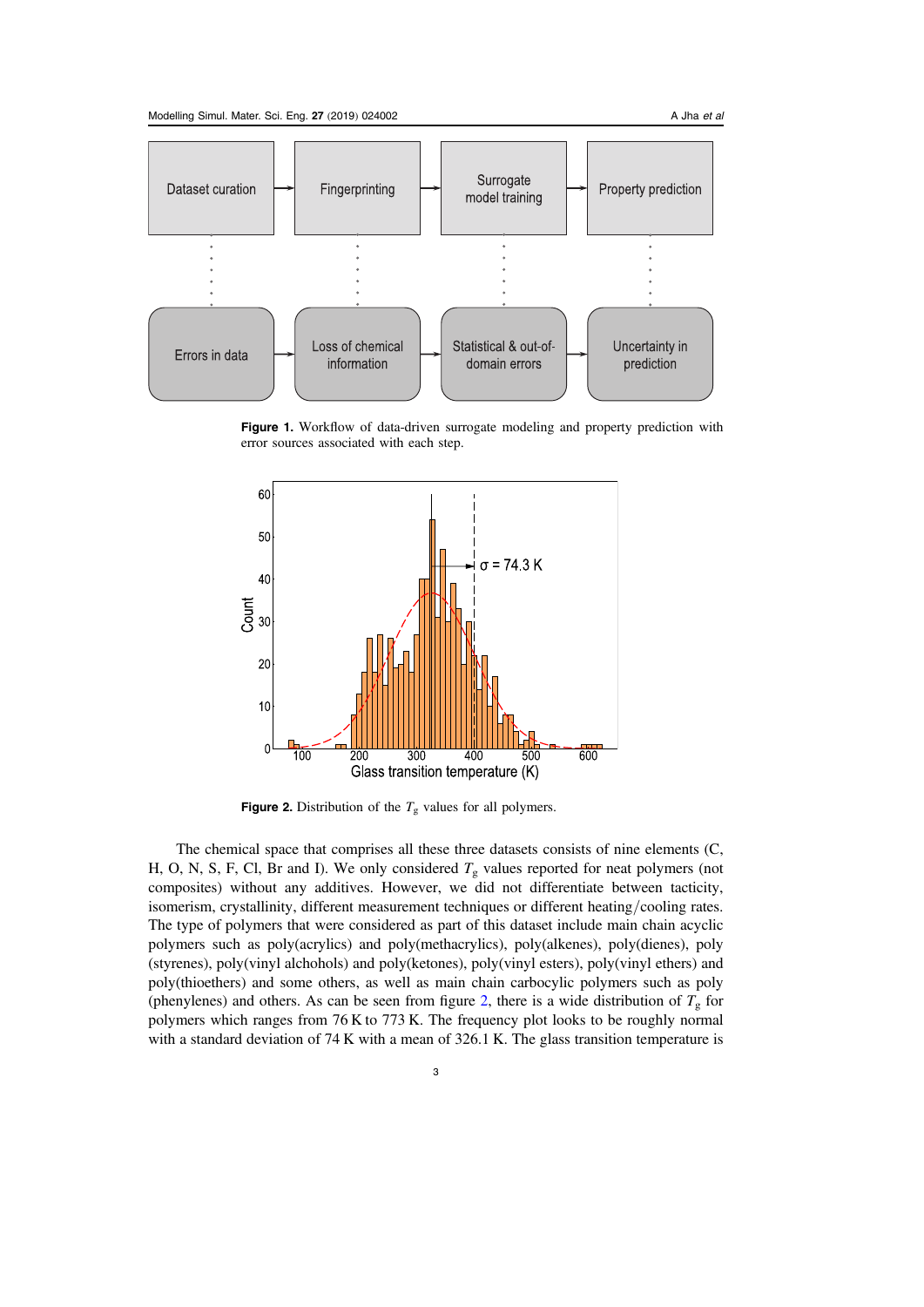**Figure 1.** Workflow of data-driven surrogate modeling and property prediction with error sources associated with each step.

**Figure 2.** Distribution of the $T_g$ values for all polymers.

The chemical space that comprises all these three datasets consists of nine elements (C, H, O, N, S, F, Cl, Br and I). We only considered $T_g$ values reported for neat polymers (not composites) without any additives. However, we did not differentiate between tacticity, isomerism, crystallinity, different measurement techniques or different heating/cooling rates. The type of polymers that were considered as part of this dataset include main chain acyclic polymers such as poly(acrylics) and poly(methacrylics), poly(alkenes), poly(dienes), poly (styrenes), poly(vinyl alchohols) and poly(ketones), poly(vinyl esters), poly(vinyl ethers) and poly(thioethers) and some others, as well as main chain carbocylic polymers such as poly (phenylenes) and others. As can be seen from figure 2, there is a wide distribution of $T_g$ for polymers which ranges from 76 K to 773 K. The frequency plot looks to be roughly normal with a standard deviation of 74 K with a mean of 326.1 K. The glass transition temperature is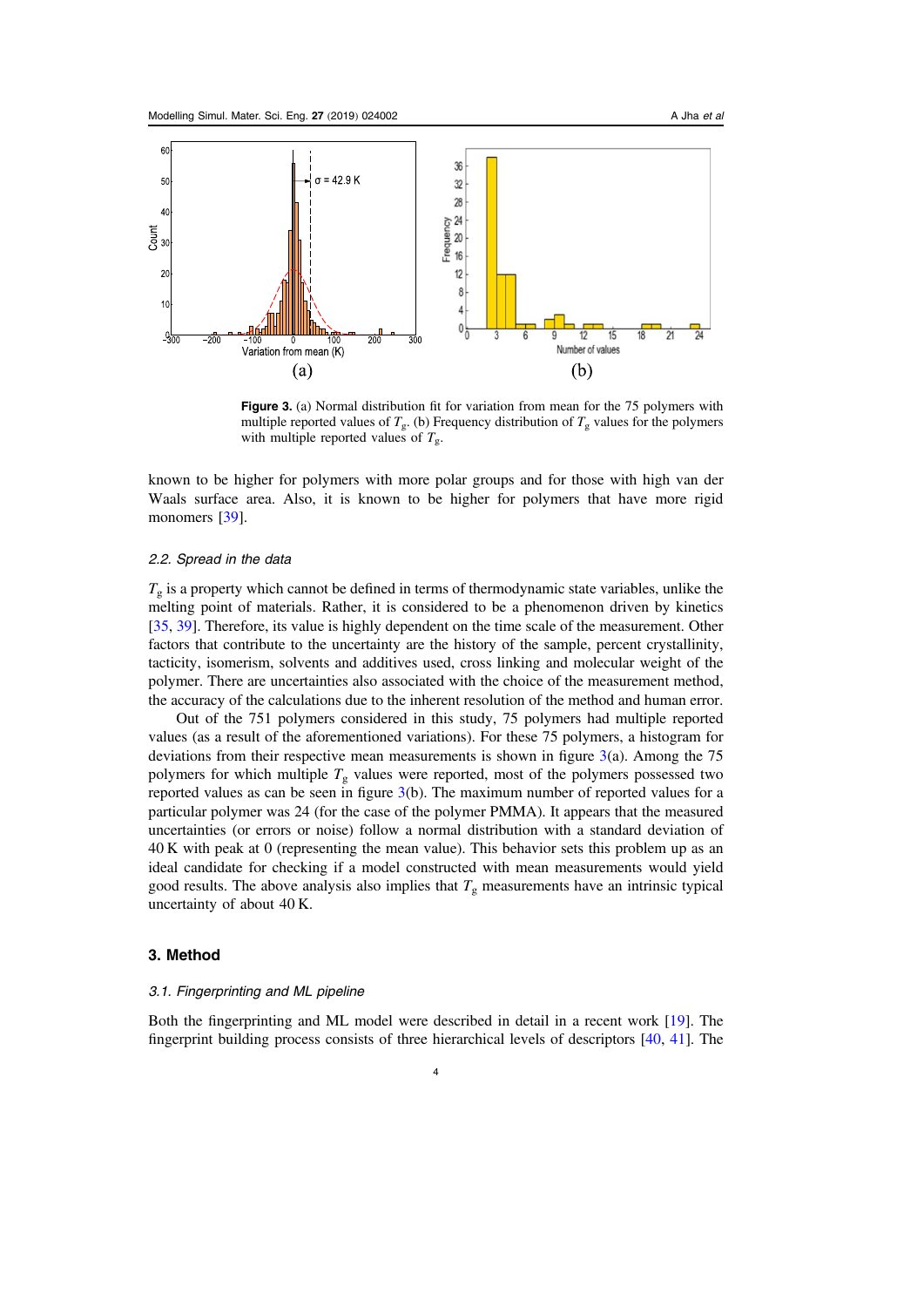**Figure 3.** (a) Normal distribution fit for variation from mean for the 75 polymers with multiple reported values of $T_g$. (b) Frequency distribution of $T_g$ values for the polymers with multiple reported values of $T_g$.

known to be higher for polymers with more polar groups and for those with high van der Waals surface area. Also, it is known to be higher for polymers that have more rigid monomers [39].

### 2.2. Spread in the data

$T_g$ is a property which cannot be defined in terms of thermodynamic state variables, unlike the melting point of materials. Rather, it is considered to be a phenomenon driven by kinetics [35, 39]. Therefore, its value is highly dependent on the time scale of the measurement. Other factors that contribute to the uncertainty are the history of the sample, percent crystallinity, tacticity, isomerism, solvents and additives used, cross linking and molecular weight of the polymer. There are uncertainties also associated with the choice of the measurement method, the accuracy of the calculations due to the inherent resolution of the method and human error.

Out of the 751 polymers considered in this study, 75 polymers had multiple reported values (as a result of the aforementioned variations). For these 75 polymers, a histogram for deviations from their respective mean measurements is shown in figure 3(a). Among the 75 polymers for which multiple $T_g$ values were reported, most of the polymers possessed two reported values as can be seen in figure 3(b). The maximum number of reported values for a particular polymer was 24 (for the case of the polymer PMMA). It appears that the measured uncertainties (or errors or noise) follow a normal distribution with a standard deviation of 40 K with peak at 0 (representing the mean value). This behavior sets this problem up as an ideal candidate for checking if a model constructed with mean measurements would yield good results. The above analysis also implies that $T_g$ measurements have an intrinsic typical uncertainty of about 40 K.

## 3. Method

### 3.1. Fingerprinting and ML pipeline

Both the fingerprinting and ML model were described in detail in a recent work [19]. The fingerprint building process consists of three hierarchical levels of descriptors [40, 41]. The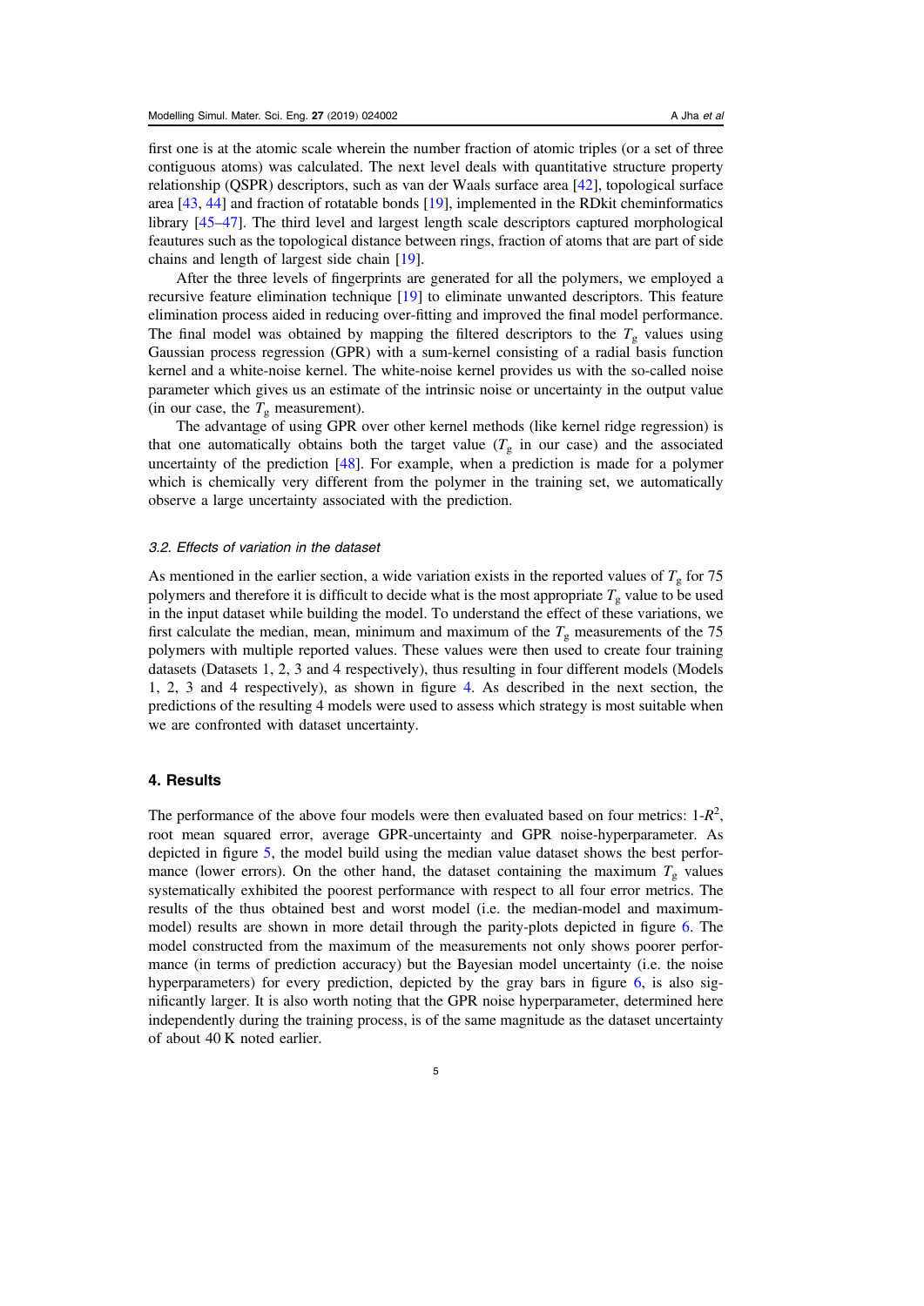first one is at the atomic scale wherein the number fraction of atomic triples (or a set of three contiguous atoms) was calculated. The next level deals with quantitative structure property relationship (QSPR) descriptors, such as van der Waals surface area [42], topological surface area [43, 44] and fraction of rotatable bonds [19], implemented in the RDkit cheminformatics library [45–47]. The third level and largest length scale descriptors captured morphological feautures such as the topological distance between rings, fraction of atoms that are part of side chains and length of largest side chain [19].

After the three levels of fingerprints are generated for all the polymers, we employed a recursive feature elimination technique [19] to eliminate unwanted descriptors. This feature elimination process aided in reducing over-fitting and improved the final model performance. The final model was obtained by mapping the filtered descriptors to the $T_g$ values using Gaussian process regression (GPR) with a sum-kernel consisting of a radial basis function kernel and a white-noise kernel. The white-noise kernel provides us with the so-called noise parameter which gives us an estimate of the intrinsic noise or uncertainty in the output value (in our case, the $T_g$ measurement).

The advantage of using GPR over other kernel methods (like kernel ridge regression) is that one automatically obtains both the target value ($T_g$ in our case) and the associated uncertainty of the prediction [48]. For example, when a prediction is made for a polymer which is chemically very different from the polymer in the training set, we automatically observe a large uncertainty associated with the prediction.

### 3.2. Effects of variation in the dataset

As mentioned in the earlier section, a wide variation exists in the reported values of $T_g$ for 75 polymers and therefore it is difficult to decide what is the most appropriate $T_g$ value to be used in the input dataset while building the model. To understand the effect of these variations, we first calculate the median, mean, minimum and maximum of the $T_g$ measurements of the 75 polymers with multiple reported values. These values were then used to create four training datasets (Datasets 1, 2, 3 and 4 respectively), thus resulting in four different models (Models 1, 2, 3 and 4 respectively), as shown in figure 4. As described in the next section, the predictions of the resulting 4 models were used to assess which strategy is most suitable when we are confronted with dataset uncertainty.

## 4. Results

The performance of the above four models were then evaluated based on four metrics: 1-$R^2$, root mean squared error, average GPR-uncertainty and GPR noise-hyperparameter. As depicted in figure 5, the model build using the median value dataset shows the best performance (lower errors). On the other hand, the dataset containing the maximum $T_g$ values systematically exhibited the poorest performance with respect to all four error metrics. The results of the thus obtained best and worst model (i.e. the median-model and maximum-model) results are shown in more detail through the parity-plots depicted in figure 6. The model constructed from the maximum of the measurements not only shows poorer performance (in terms of prediction accuracy) but the Bayesian model uncertainty (i.e. the noise hyperparameters) for every prediction, depicted by the gray bars in figure 6, is also significantly larger. It is also worth noting that the GPR noise hyperparameter, determined here independently during the training process, is of the same magnitude as the dataset uncertainty of about 40 K noted earlier.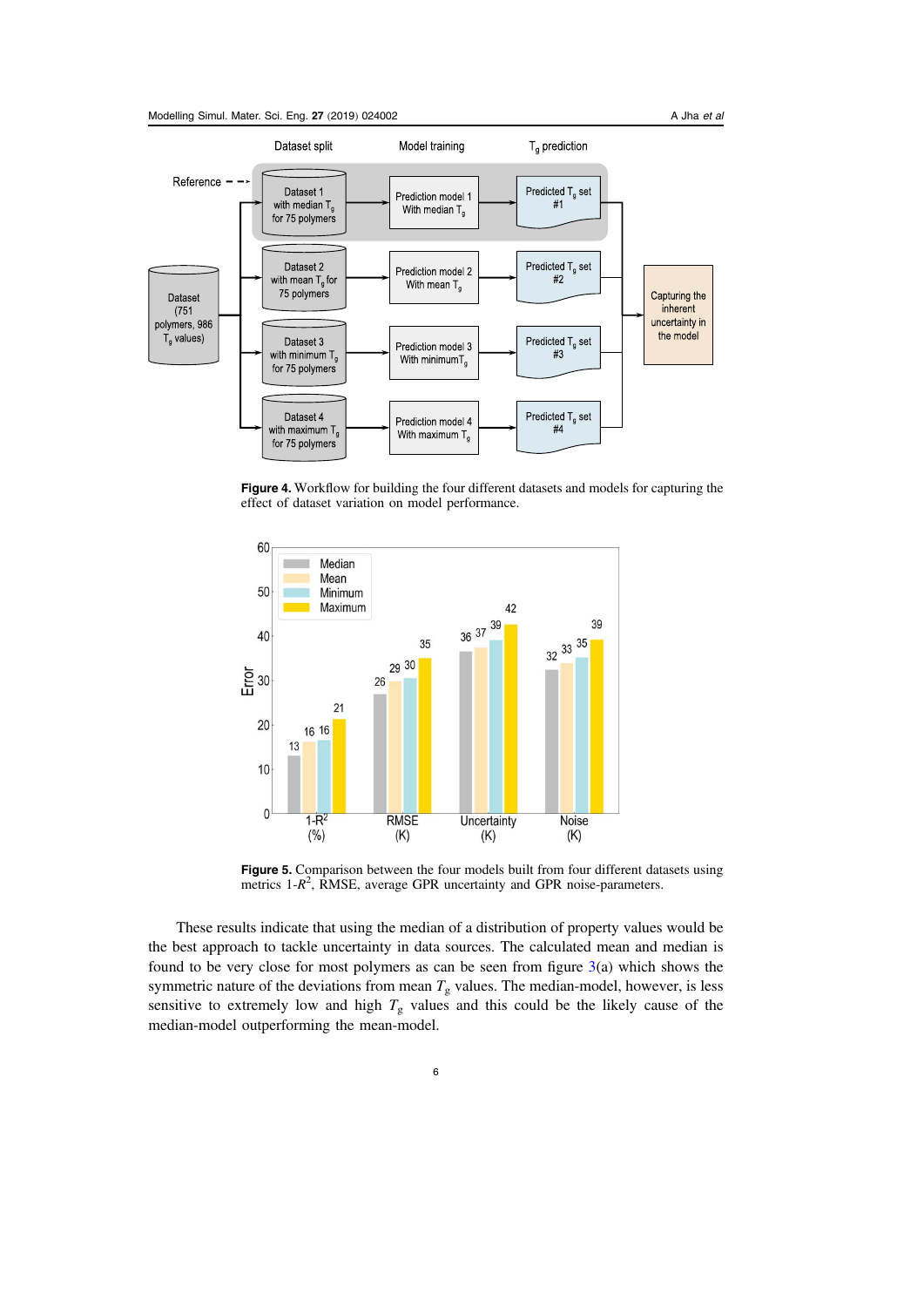**Figure 4.** Workflow for building the four different datasets and models for capturing the effect of dataset variation on model performance.

**Figure 5.** Comparison between the four models built from four different datasets using metrics 1-$R^2$, RMSE, average GPR uncertainty and GPR noise-parameters.

These results indicate that using the median of a distribution of property values would be the best approach to tackle uncertainty in data sources. The calculated mean and median is found to be very close for most polymers as can be seen from figure 3(a) which shows the symmetric nature of the deviations from mean $T_g$ values. The median-model, however, is less sensitive to extremely low and high $T_g$ values and this could be the likely cause of the median-model outperforming the mean-model.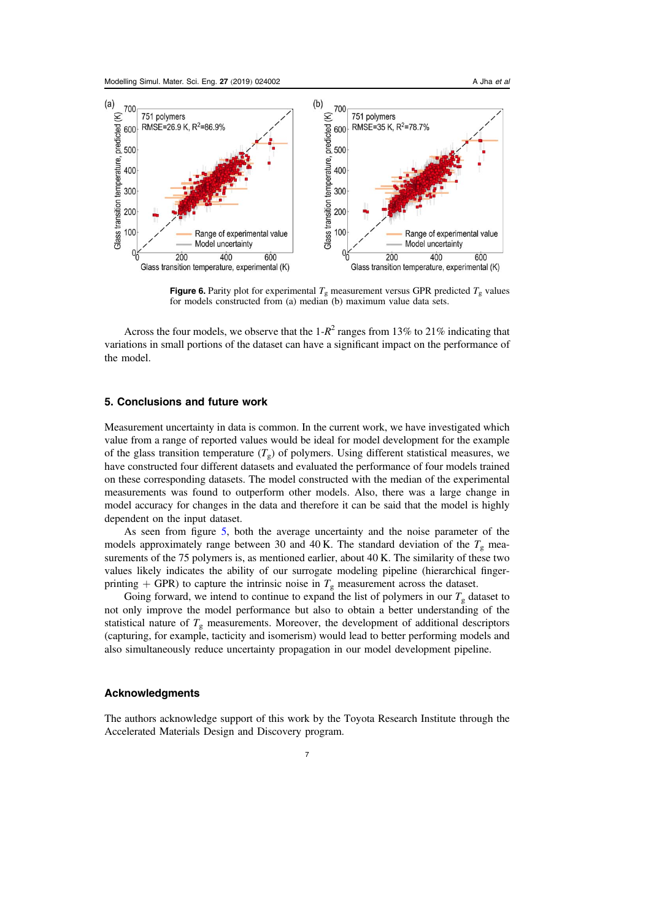**Figure 6.** Parity plot for experimental $T_g$ measurement versus GPR predicted $T_g$ values for models constructed from (a) median (b) maximum value data sets.

Across the four models, we observe that the 1-$R^2$ ranges from 13% to 21% indicating that variations in small portions of the dataset can have a significant impact on the performance of the model.

## 5. Conclusions and future work

Measurement uncertainty in data is common. In the current work, we have investigated which value from a range of reported values would be ideal for model development for the example of the glass transition temperature ($T_g$) of polymers. Using different statistical measures, we have constructed four different datasets and evaluated the performance of four models trained on these corresponding datasets. The model constructed with the median of the experimental measurements was found to outperform other models. Also, there was a large change in model accuracy for changes in the data and therefore it can be said that the model is highly dependent on the input dataset.

As seen from figure 5, both the average uncertainty and the noise parameter of the models approximately range between 30 and 40 K. The standard deviation of the $T_g$ measurements of the 75 polymers is, as mentioned earlier, about 40 K. The similarity of these two values likely indicates the ability of our surrogate modeling pipeline (hierarchical fingerprinting + GPR) to capture the intrinsic noise in $T_g$ measurement across the dataset.

Going forward, we intend to continue to expand the list of polymers in our $T_g$ dataset to not only improve the model performance but also to obtain a better understanding of the statistical nature of $T_g$ measurements. Moreover, the development of additional descriptors (capturing, for example, tacticity and isomerism) would lead to better performing models and also simultaneously reduce uncertainty propagation in our model development pipeline.

## Acknowledgments

The authors acknowledge support of this work by the Toyota Research Institute through the Accelerated Materials Design and Discovery program.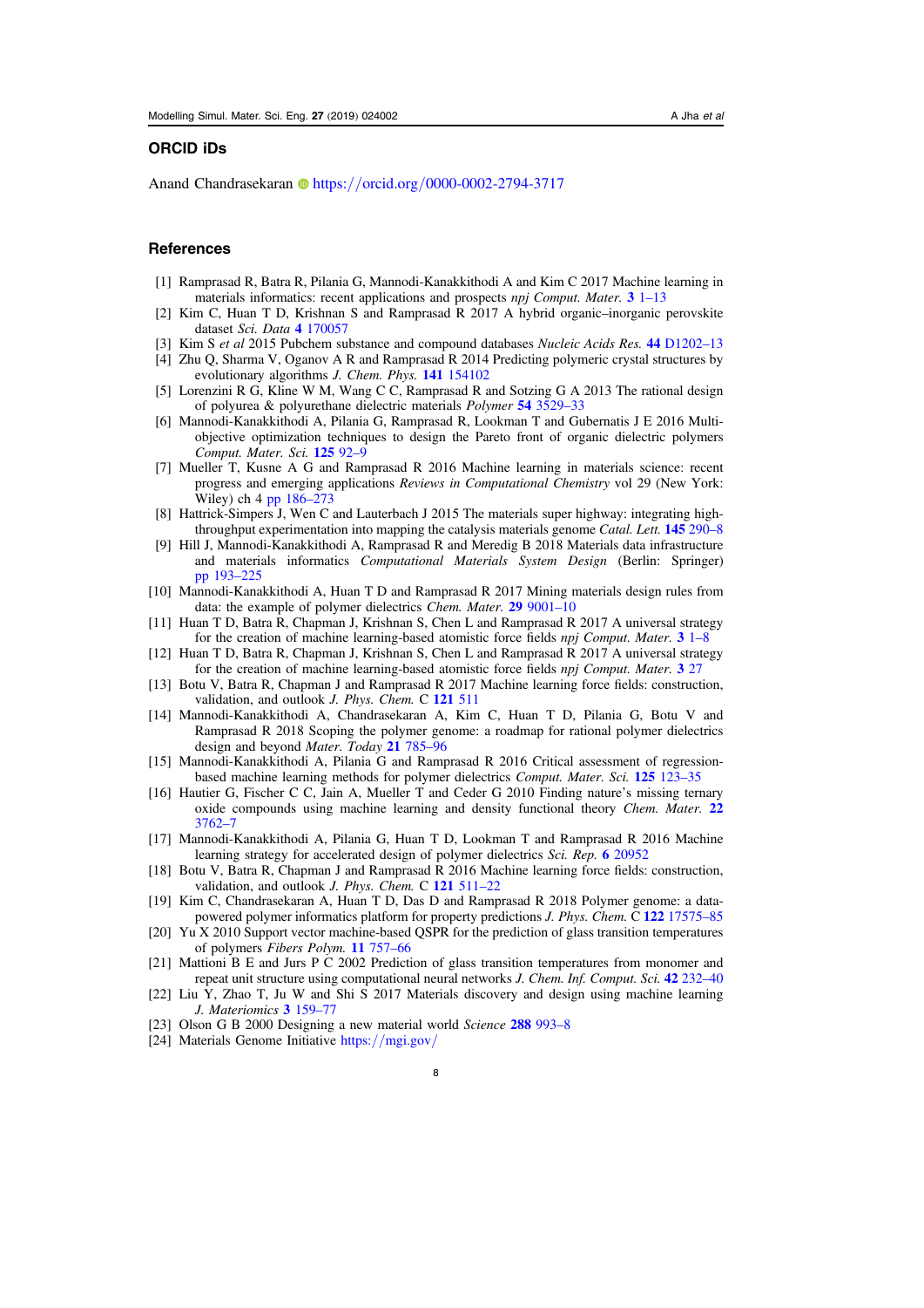## ORCID iDs

Anand Chandrasekaran https://orcid.org/0000-0002-2794-3717

## References

[1] Ramprasad R, Batra R, Pilania G, Mannodi-Kanakkithodi A and Kim C 2017 Machine learning in materials informatics: recent applications and prospects *npj Comput. Mater.* **3** 1–13

[2] Kim C, Huan T D, Krishnan S and Ramprasad R 2017 A hybrid organic–inorganic perovskite dataset *Sci. Data* **4** 170057

[3] Kim S *et al* 2015 Pubchem substance and compound databases *Nucleic Acids Res.* **44** D1202–13

[4] Zhu Q, Sharma V, Oganov A R and Ramprasad R 2014 Predicting polymeric crystal structures by evolutionary algorithms *J. Chem. Phys.* **141** 154102

[5] Lorenzini R G, Kline W M, Wang C C, Ramprasad R and Sotzing G A 2013 The rational design of polyurea & polyurethane dielectric materials *Polymer* **54** 3529–33

[6] Mannodi-Kanakkithodi A, Pilania G, Ramprasad R, Lookman T and Gubernatis J E 2016 Multi-objective optimization techniques to design the Pareto front of organic dielectric polymers *Comput. Mater. Sci.* **125** 92–9

[7] Mueller T, Kusne A G and Ramprasad R 2016 Machine learning in materials science: recent progress and emerging applications *Reviews in Computational Chemistry* vol 29 (New York: Wiley) ch 4 pp 186–273

[8] Hattrick-Simpers J, Wen C and Lauterbach J 2015 The materials super highway: integrating high-throughput experimentation into mapping the catalysis materials genome *Catal. Lett.* **145** 290–8

[9] Hill J, Mannodi-Kanakkithodi A, Ramprasad R and Meredig B 2018 Materials data infrastructure and materials informatics *Computational Materials System Design* (Berlin: Springer) pp 193–225

[10] Mannodi-Kanakkithodi A, Huan T D and Ramprasad R 2017 Mining materials design rules from data: the example of polymer dielectrics *Chem. Mater.* **29** 9001–10

[11] Huan T D, Batra R, Chapman J, Krishnan S, Chen L and Ramprasad R 2017 A universal strategy for the creation of machine learning-based atomistic force fields *npj Comput. Mater.* **3** 1–8

[12] Huan T D, Batra R, Chapman J, Krishnan S, Chen L and Ramprasad R 2017 A universal strategy for the creation of machine learning-based atomistic force fields *npj Comput. Mater.* **3** 27

[13] Botu V, Batra R, Chapman J and Ramprasad R 2017 Machine learning force fields: construction, validation, and outlook *J. Phys. Chem.* C **121** 511

[14] Mannodi-Kanakkithodi A, Chandrasekaran A, Kim C, Huan T D, Pilania G, Botu V and Ramprasad R 2018 Scoping the polymer genome: a roadmap for rational polymer dielectrics design and beyond *Mater. Today* **21** 785–96

[15] Mannodi-Kanakkithodi A, Pilania G and Ramprasad R 2016 Critical assessment of regression-based machine learning methods for polymer dielectrics *Comput. Mater. Sci.* **125** 123–35

[16] Hautier G, Fischer C C, Jain A, Mueller T and Ceder G 2010 Finding nature's missing ternary oxide compounds using machine learning and density functional theory *Chem. Mater.* **22** 3762–7

[17] Mannodi-Kanakkithodi A, Pilania G, Huan T D, Lookman T and Ramprasad R 2016 Machine learning strategy for accelerated design of polymer dielectrics *Sci. Rep.* **6** 20952

[18] Botu V, Batra R, Chapman J and Ramprasad R 2016 Machine learning force fields: construction, validation, and outlook *J. Phys. Chem.* C **121** 511–22

[19] Kim C, Chandrasekaran A, Huan T D, Das D and Ramprasad R 2018 Polymer genome: a data-powered polymer informatics platform for property predictions *J. Phys. Chem.* C **122** 17575–85

[20] Yu X 2010 Support vector machine-based QSPR for the prediction of glass transition temperatures of polymers *Fibers Polym.* **11** 757–66

[21] Mattioni B E and Jurs P C 2002 Prediction of glass transition temperatures from monomer and repeat unit structure using computational neural networks *J. Chem. Inf. Comput. Sci.* **42** 232–40

[22] Liu Y, Zhao T, Ju W and Shi S 2017 Materials discovery and design using machine learning *J. Materiomics* **3** 159–77

[23] Olson G B 2000 Designing a new material world *Science* **288** 993–8

[24] Materials Genome Initiative https://mgi.gov/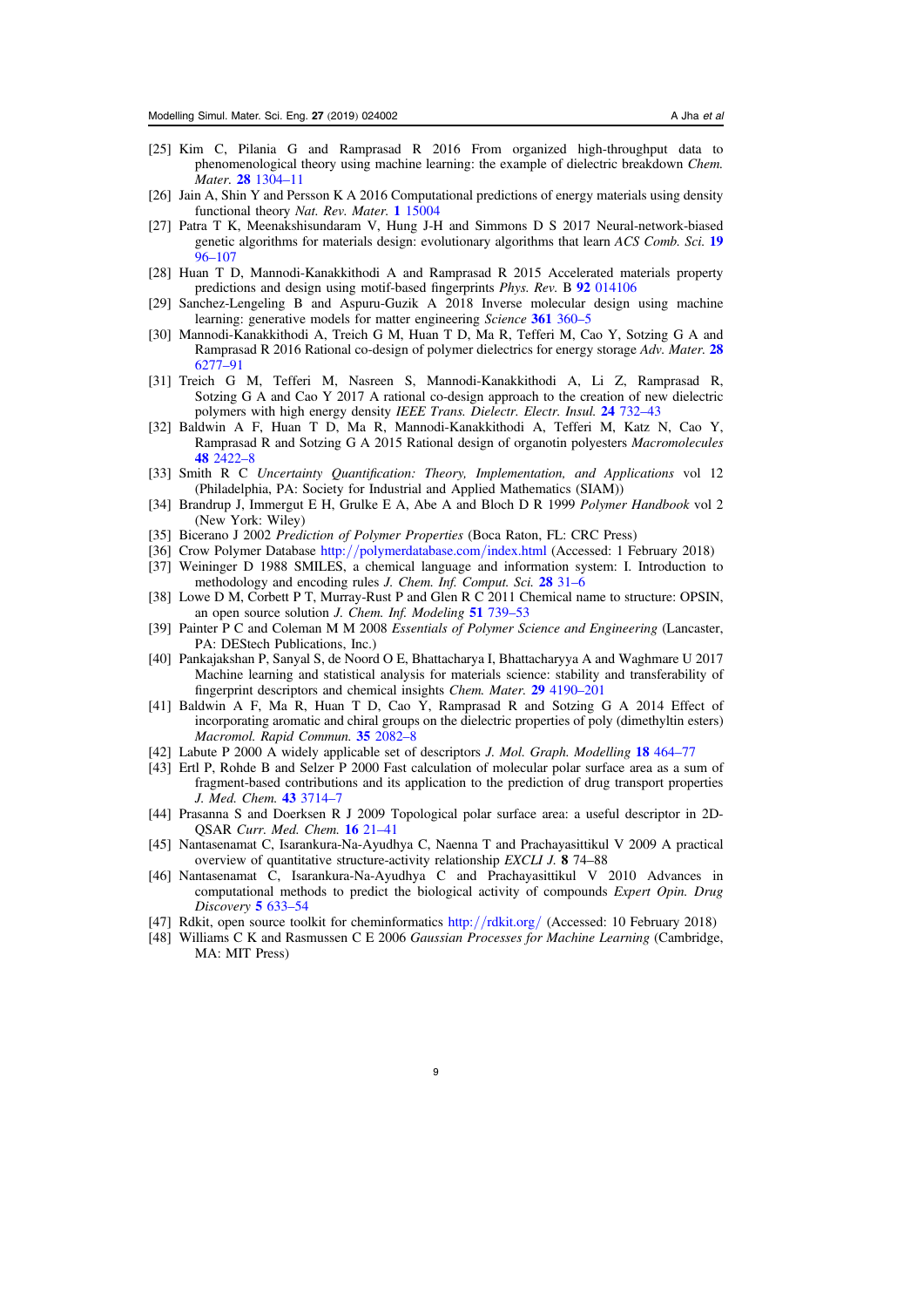[25] Kim C, Pilania G and Ramprasad R 2016 From organized high-throughput data to phenomenological theory using machine learning: the example of dielectric breakdown *Chem. Mater.* **28** 1304–11

[26] Jain A, Shin Y and Persson K A 2016 Computational predictions of energy materials using density functional theory *Nat. Rev. Mater.* **1** 15004

[27] Patra T K, Meenakshisundaram V, Hung J-H and Simmons D S 2017 Neural-network-biased genetic algorithms for materials design: evolutionary algorithms that learn *ACS Comb. Sci.* **19** 96–107

[28] Huan T D, Mannodi-Kanakkithodi A and Ramprasad R 2015 Accelerated materials property predictions and design using motif-based fingerprints *Phys. Rev.* B **92** 014106

[29] Sanchez-Lengeling B and Aspuru-Guzik A 2018 Inverse molecular design using machine learning: generative models for matter engineering *Science* **361** 360–5

[30] Mannodi-Kanakkithodi A, Treich G M, Huan T D, Ma R, Tefferi M, Cao Y, Sotzing G A and Ramprasad R 2016 Rational co-design of polymer dielectrics for energy storage *Adv. Mater.* **28** 6277–91

[31] Treich G M, Tefferi M, Nasreen S, Mannodi-Kanakkithodi A, Li Z, Ramprasad R, Sotzing G A and Cao Y 2017 A rational co-design approach to the creation of new dielectric polymers with high energy density *IEEE Trans. Dielectr. Electr. Insul.* **24** 732–43

[32] Baldwin A F, Huan T D, Ma R, Mannodi-Kanakkithodi A, Tefferi M, Katz N, Cao Y, Ramprasad R and Sotzing G A 2015 Rational design of organotin polyesters *Macromolecules* **48** 2422–8

[33] Smith R C *Uncertainty Quantification: Theory, Implementation, and Applications* vol 12 (Philadelphia, PA: Society for Industrial and Applied Mathematics (SIAM))

[34] Brandrup J, Immergut E H, Grulke E A, Abe A and Bloch D R 1999 *Polymer Handbook* vol 2 (New York: Wiley)

[35] Bicerano J 2002 *Prediction of Polymer Properties* (Boca Raton, FL: CRC Press)

[36] Crow Polymer Database http://polymerdatabase.com/index.html (Accessed: 1 February 2018)

[37] Weininger D 1988 SMILES, a chemical language and information system: I. Introduction to methodology and encoding rules *J. Chem. Inf. Comput. Sci.* **28** 31–6

[38] Lowe D M, Corbett P T, Murray-Rust P and Glen R C 2011 Chemical name to structure: OPSIN, an open source solution *J. Chem. Inf. Modeling* **51** 739–53

[39] Painter P C and Coleman M M 2008 *Essentials of Polymer Science and Engineering* (Lancaster, PA: DEStech Publications, Inc.)

[40] Pankajakshan P, Sanyal S, de Noord O E, Bhattacharya I, Bhattacharyya A and Waghmare U 2017 Machine learning and statistical analysis for materials science: stability and transferability of fingerprint descriptors and chemical insights *Chem. Mater.* **29** 4190–201

[41] Baldwin A F, Ma R, Huan T D, Cao Y, Ramprasad R and Sotzing G A 2014 Effect of incorporating aromatic and chiral groups on the dielectric properties of poly (dimethyltin esters) *Macromol. Rapid Commun.* **35** 2082–8

[42] Labute P 2000 A widely applicable set of descriptors *J. Mol. Graph. Modelling* **18** 464–77

[43] Ertl P, Rohde B and Selzer P 2000 Fast calculation of molecular polar surface area as a sum of fragment-based contributions and its application to the prediction of drug transport properties *J. Med. Chem.* **43** 3714–7

[44] Prasanna S and Doerksen R J 2009 Topological polar surface area: a useful descriptor in 2D-QSAR *Curr. Med. Chem.* **16** 21–41

[45] Nantasenamat C, Isarankura-Na-Ayudhya C, Naenna T and Prachayasittikul V 2009 A practical overview of quantitative structure-activity relationship *EXCLI J.* **8** 74–88

[46] Nantasenamat C, Isarankura-Na-Ayudhya C and Prachayasittikul V 2010 Advances in computational methods to predict the biological activity of compounds *Expert Opin. Drug Discovery* **5** 633–54

[47] Rdkit, open source toolkit for cheminformatics http://rdkit.org/ (Accessed: 10 February 2018)

[48] Williams C K and Rasmussen C E 2006 *Gaussian Processes for Machine Learning* (Cambridge, MA: MIT Press)